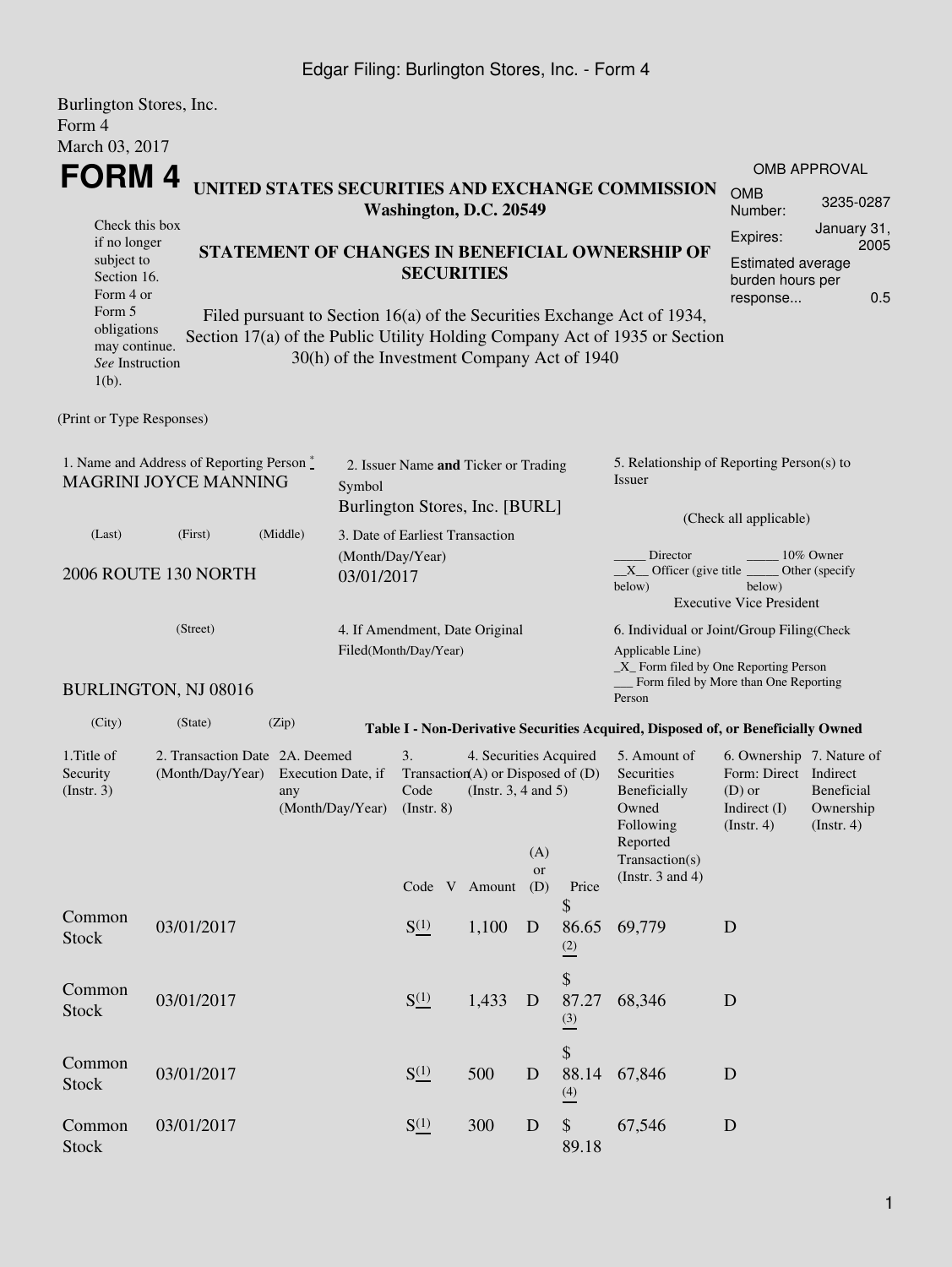Edgar Filing: Burlington Stores, Inc. - Form 4

Burlington Stores, Inc.
Form 4
March 03, 2017

# FORM 4

Check this box if no longer subject to Section 16. Form 4 or Form 5 obligations may continue. *See* Instruction 1(b).

## UNITED STATES SECURITIES AND EXCHANGE COMMISSION
**Washington, D.C. 20549**

## STATEMENT OF CHANGES IN BENEFICIAL OWNERSHIP OF SECURITIES

Filed pursuant to Section 16(a) of the Securities Exchange Act of 1934, Section 17(a) of the Public Utility Holding Company Act of 1935 or Section 30(h) of the Investment Company Act of 1940

| OMB APPROVAL | |
|---|---|
| OMB Number: | 3235-0287 |
| Expires: | January 31, 2005 |
| Estimated average burden hours per response... | 0.5 |

(Print or Type Responses)

1. Name and Address of Reporting Person *
MAGRINI JOYCE MANNING

(Last) (First) (Middle)

2006 ROUTE 130 NORTH

(Street)

BURLINGTON, NJ 08016

(City) (State) (Zip)

2. Issuer Name **and** Ticker or Trading Symbol
Burlington Stores, Inc. [BURL]

3. Date of Earliest Transaction (Month/Day/Year)
03/01/2017

4. If Amendment, Date Original Filed(Month/Day/Year)

5. Relationship of Reporting Person(s) to Issuer

(Check all applicable)

_____ Director _____ 10% Owner
\_\_X\_\_ Officer (give title below) _____ Other (specify below)
Executive Vice President

6. Individual or Joint/Group Filing(Check Applicable Line)
\_X\_ Form filed by One Reporting Person
___ Form filed by More than One Reporting Person

**Table I - Non-Derivative Securities Acquired, Disposed of, or Beneficially Owned**

| 1.Title of Security (Instr. 3) | 2. Transaction Date (Month/Day/Year) | 2A. Deemed Execution Date, if any (Month/Day/Year) | 3. Transaction Code (Instr. 8) | | 4. Securities Acquired (A) or Disposed of (D) (Instr. 3, 4 and 5) | | | 5. Amount of Securities Beneficially Owned Following Reported Transaction(s) (Instr. 3 and 4) | 6. Ownership Form: Direct (D) or Indirect (I) (Instr. 4) | 7. Nature of Indirect Beneficial Ownership (Instr. 4) |
|---|---|---|---|---|---|---|---|---|---|---|
| | | | Code | V | Amount | (A) or (D) | Price | | | |
| Common Stock | 03/01/2017 | | S [(1)] | | 1,100 | D | $ 86.65 [(2)] | 69,779 | D | |
| Common Stock | 03/01/2017 | | S [(1)] | | 1,433 | D | $ 87.27 [(3)] | 68,346 | D | |
| Common Stock | 03/01/2017 | | S [(1)] | | 500 | D | $ 88.14 [(4)] | 67,846 | D | |
| Common Stock | 03/01/2017 | | S [(1)] | | 300 | D | $ 89.18 | 67,546 | D | |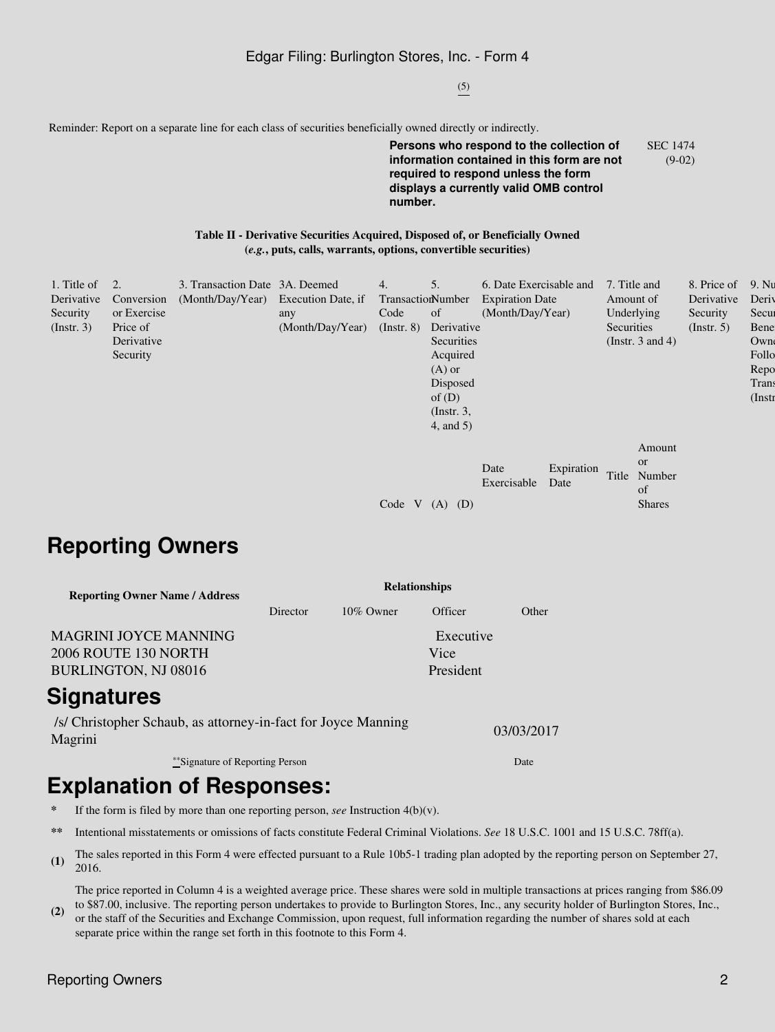(5)

Reminder: Report on a separate line for each class of securities beneficially owned directly or indirectly.

**Persons who respond to the collection of information contained in this form are not required to respond unless the form displays a currently valid OMB control number.**

SEC 1474 (9-02)

**Table II - Derivative Securities Acquired, Disposed of, or Beneficially Owned**
**(*e.g.*, puts, calls, warrants, options, convertible securities)**

| 1. Title of Derivative Security (Instr. 3) | 2. Conversion or Exercise Price of Derivative Security | 3. Transaction Date (Month/Day/Year) | 3A. Deemed Execution Date, if any (Month/Day/Year) | 4. Transaction Code (Instr. 8) | | 5. Number of Derivative Securities Acquired (A) or Disposed of (D) (Instr. 3, 4, and 5) | | 6. Date Exercisable and Expiration Date (Month/Day/Year) | | 7. Title and Amount of Underlying Securities (Instr. 3 and 4) | | 8. Price of Derivative Security (Instr. 5) | 9. Nu Deriv Secur Bene Own Follo Repo Trans (Instr |
|---|---|---|---|---|---|---|---|---|---|---|---|---|---|
| | | | | Code | V | (A) | (D) | Date Exercisable | Expiration Date | Title | Amount or Number of Shares | | |

## Reporting Owners

| Reporting Owner Name / Address | Relationships | | | |
|---|---|---|---|---|
| | Director | 10% Owner | Officer | Other |
| MAGRINI JOYCE MANNING<br>2006 ROUTE 130 NORTH<br>BURLINGTON, NJ 08016 | | | Executive Vice President | |

## Signatures

| /s/ Christopher Schaub, as attorney-in-fact for Joyce Manning Magrini | 03/03/2017 |
|---|---|
| **Signature of Reporting Person | Date |

## Explanation of Responses:

\* If the form is filed by more than one reporting person, *see* Instruction 4(b)(v).

\*\* Intentional misstatements or omissions of facts constitute Federal Criminal Violations. *See* 18 U.S.C. 1001 and 15 U.S.C. 78ff(a).

**(1)** The sales reported in this Form 4 were effected pursuant to a Rule 10b5-1 trading plan adopted by the reporting person on September 27, 2016.

**(2)** The price reported in Column 4 is a weighted average price. These shares were sold in multiple transactions at prices ranging from $86.09 to $87.00, inclusive. The reporting person undertakes to provide to Burlington Stores, Inc., any security holder of Burlington Stores, Inc., or the staff of the Securities and Exchange Commission, upon request, full information regarding the number of shares sold at each separate price within the range set forth in this footnote to this Form 4.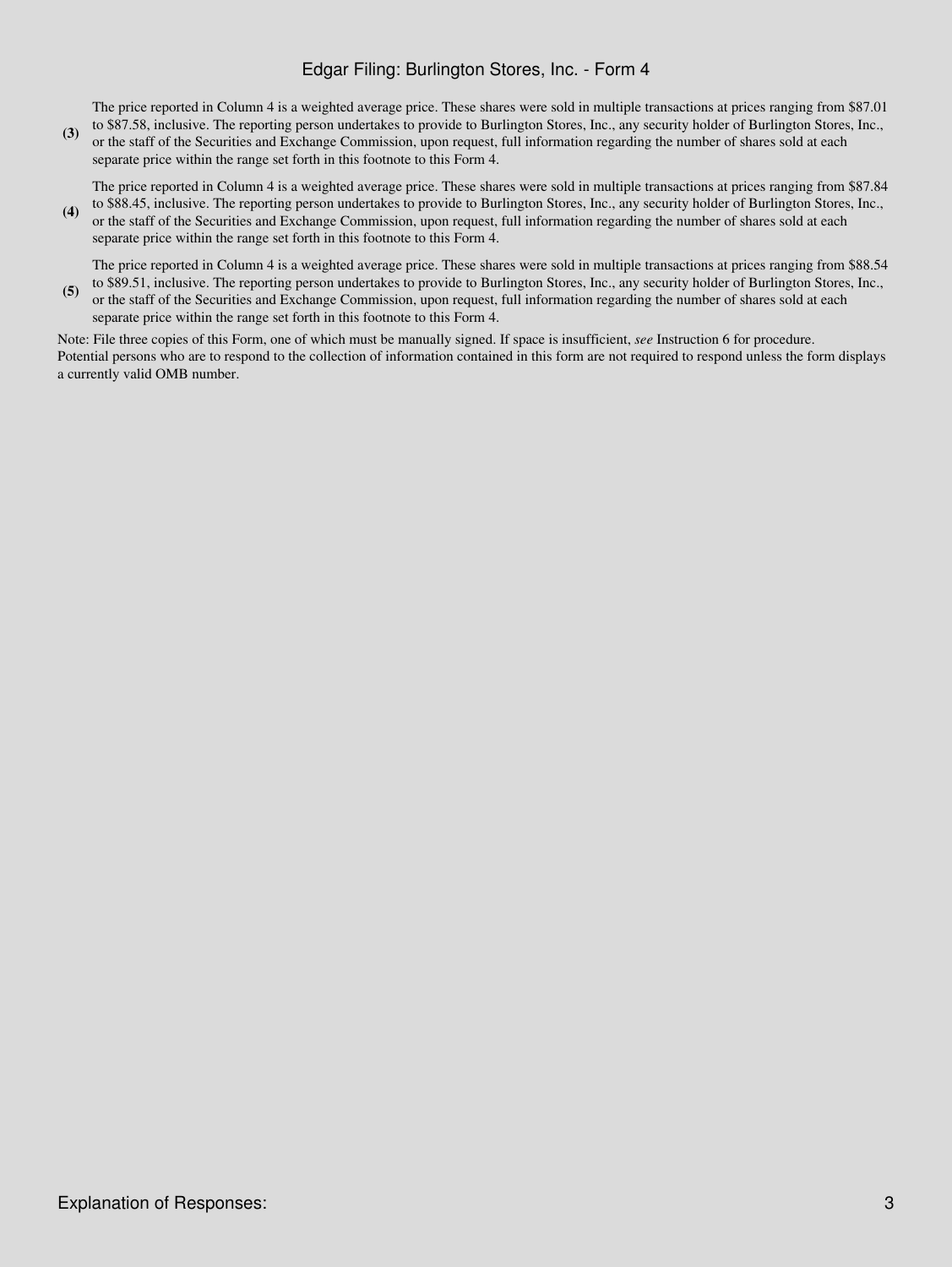**(3)** The price reported in Column 4 is a weighted average price. These shares were sold in multiple transactions at prices ranging from $87.01 to $87.58, inclusive. The reporting person undertakes to provide to Burlington Stores, Inc., any security holder of Burlington Stores, Inc., or the staff of the Securities and Exchange Commission, upon request, full information regarding the number of shares sold at each separate price within the range set forth in this footnote to this Form 4.

**(4)** The price reported in Column 4 is a weighted average price. These shares were sold in multiple transactions at prices ranging from $87.84 to $88.45, inclusive. The reporting person undertakes to provide to Burlington Stores, Inc., any security holder of Burlington Stores, Inc., or the staff of the Securities and Exchange Commission, upon request, full information regarding the number of shares sold at each separate price within the range set forth in this footnote to this Form 4.

**(5)** The price reported in Column 4 is a weighted average price. These shares were sold in multiple transactions at prices ranging from $88.54 to $89.51, inclusive. The reporting person undertakes to provide to Burlington Stores, Inc., any security holder of Burlington Stores, Inc., or the staff of the Securities and Exchange Commission, upon request, full information regarding the number of shares sold at each separate price within the range set forth in this footnote to this Form 4.

Note: File three copies of this Form, one of which must be manually signed. If space is insufficient, *see* Instruction 6 for procedure.
Potential persons who are to respond to the collection of information contained in this form are not required to respond unless the form displays a currently valid OMB number.